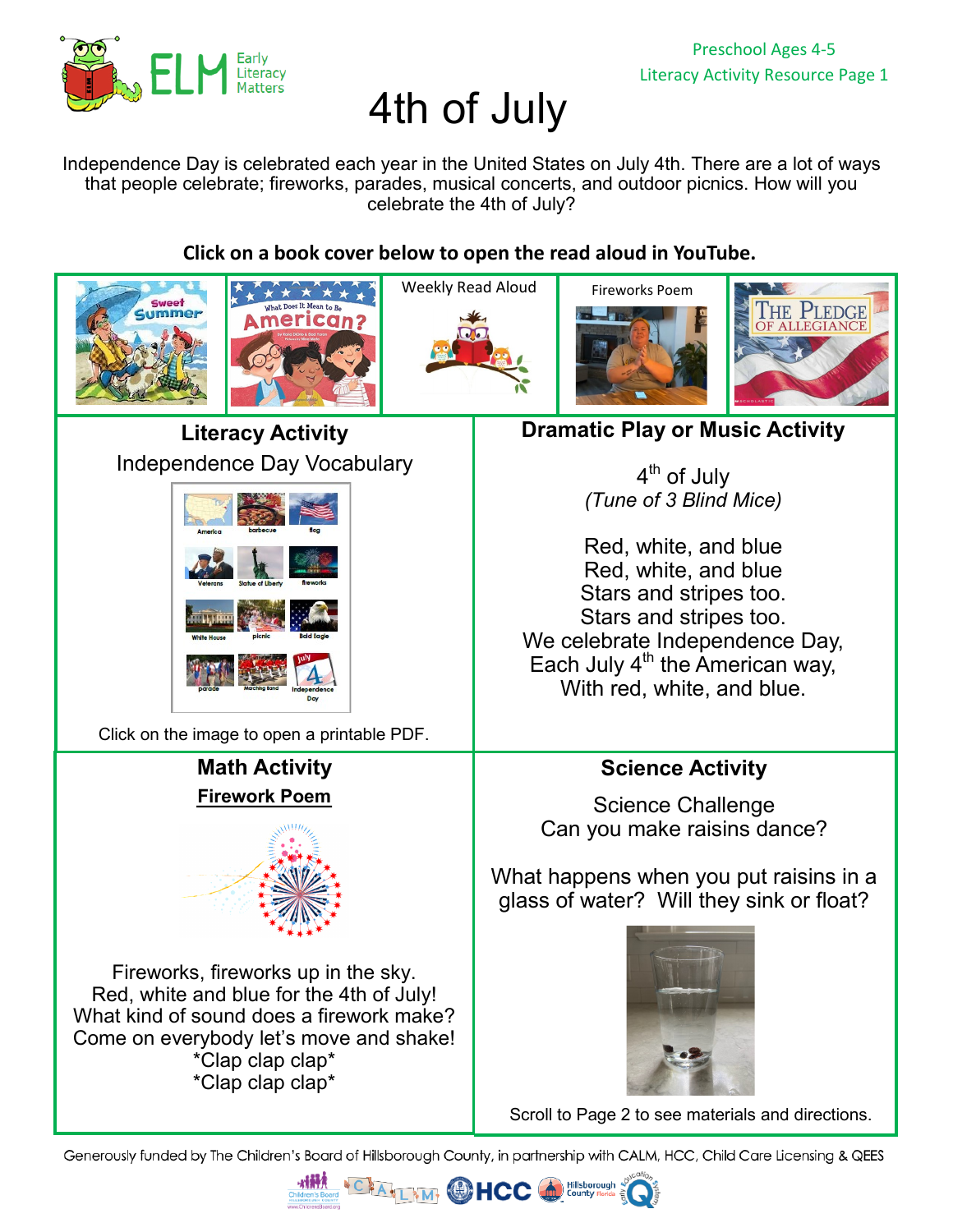Preschool Ages 4-5
Literacy Activity Resource Page 1

# 4th of July

Independence Day is celebrated each year in the United States on July 4th. There are a lot of ways that people celebrate; fireworks, parades, musical concerts, and outdoor picnics. How will you celebrate the 4th of July?

**Click on a book cover below to open the read aloud in YouTube.**

Weekly Read Aloud

Fireworks Poem

## Literacy Activity

Independence Day Vocabulary

America, barbecue, flag, Veterans, Statue of Liberty, fireworks, White House, picnic, Bald Eagle, parade, Marching Band, Independence Day

Click on the image to open a printable PDF.

## Dramatic Play or Music Activity

4th of July
*(Tune of 3 Blind Mice)*

Red, white, and blue
Red, white, and blue
Stars and stripes too.
Stars and stripes too.
We celebrate Independence Day,
Each July 4th the American way,
With red, white, and blue.

## Math Activity

**Firework Poem**

Fireworks, fireworks up in the sky.
Red, white and blue for the 4th of July!
What kind of sound does a firework make?
Come on everybody let's move and shake!
*Clap clap clap*
*Clap clap clap*

## Science Activity

Science Challenge
Can you make raisins dance?

What happens when you put raisins in a glass of water? Will they sink or float?

Scroll to Page 2 to see materials and directions.

Generously funded by The Children's Board of Hillsborough County, in partnership with CALM, HCC, Child Care Licensing & QEES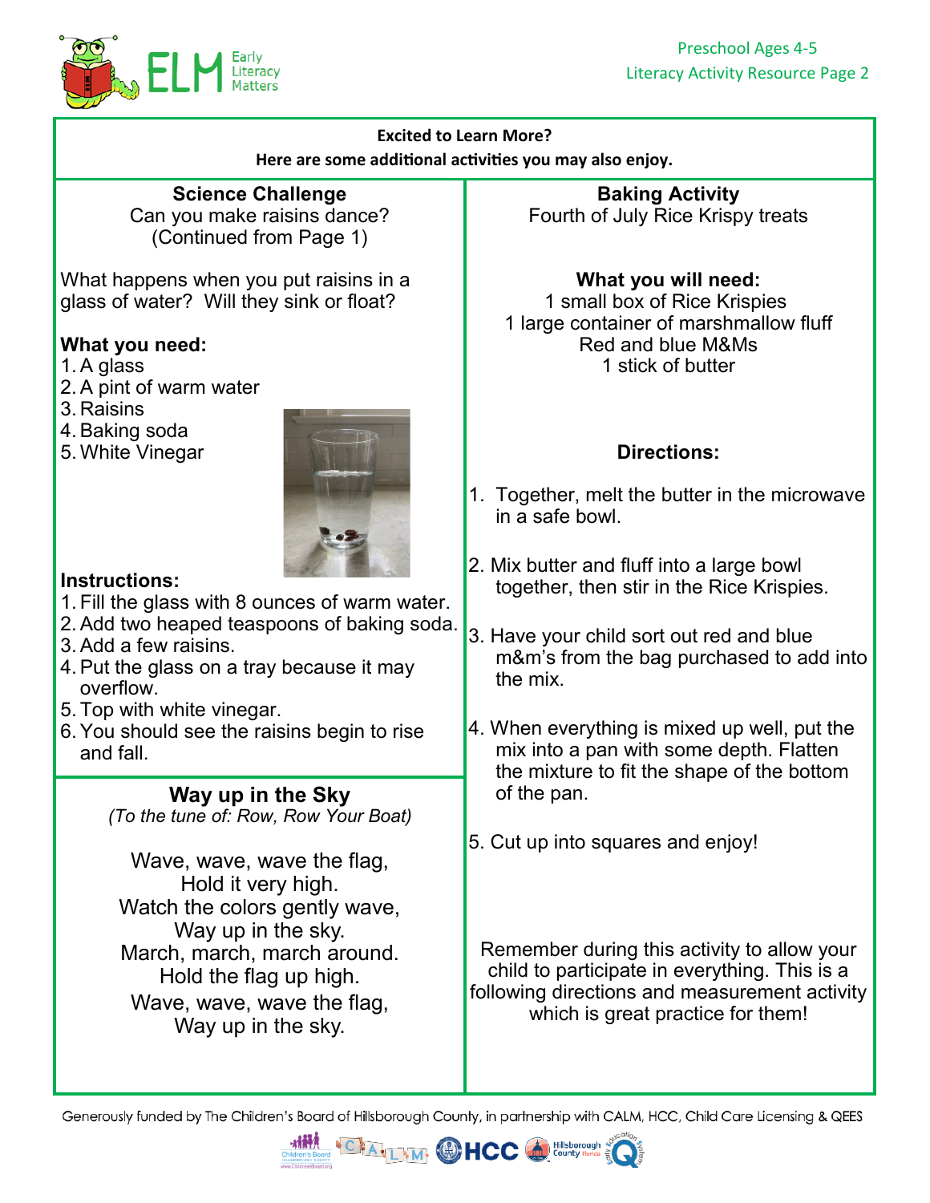**Excited to Learn More?**

**Here are some additional activities you may also enjoy.**

## Science Challenge

Can you make raisins dance?
(Continued from Page 1)

What happens when you put raisins in a glass of water? Will they sink or float?

**What you need:**

1. A glass
2. A pint of warm water
3. Raisins
4. Baking soda
5. White Vinegar

**Instructions:**

1. Fill the glass with 8 ounces of warm water.
2. Add two heaped teaspoons of baking soda.
3. Add a few raisins.
4. Put the glass on a tray because it may overflow.
5. Top with white vinegar.
6. You should see the raisins begin to rise and fall.

## Way up in the Sky

*(To the tune of: Row, Row Your Boat)*

Wave, wave, wave the flag,
Hold it very high.
Watch the colors gently wave,
Way up in the sky.
March, march, march around.
Hold the flag up high.
Wave, wave, wave the flag,
Way up in the sky.

## Baking Activity

Fourth of July Rice Krispy treats

**What you will need:**

1 small box of Rice Krispies
1 large container of marshmallow fluff
Red and blue M&Ms
1 stick of butter

**Directions:**

1. Together, melt the butter in the microwave in a safe bowl.
2. Mix butter and fluff into a large bowl together, then stir in the Rice Krispies.
3. Have your child sort out red and blue m&m's from the bag purchased to add into the mix.
4. When everything is mixed up well, put the mix into a pan with some depth. Flatten the mixture to fit the shape of the bottom of the pan.
5. Cut up into squares and enjoy!

Remember during this activity to allow your child to participate in everything. This is a following directions and measurement activity which is great practice for them!

Generously funded by The Children's Board of Hillsborough County, in partnership with CALM, HCC, Child Care Licensing & QEES